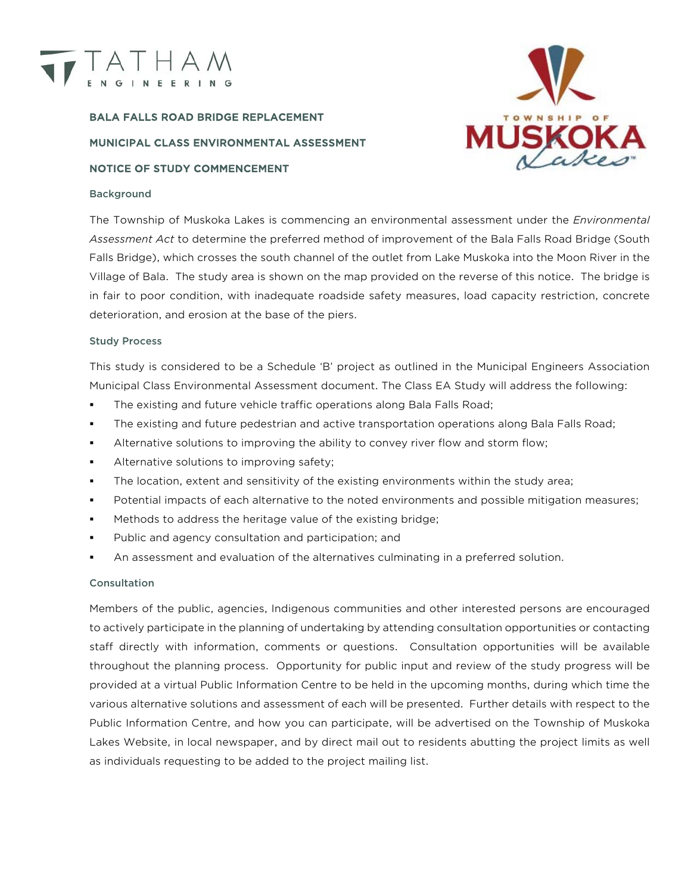TATHAM ENGINEERING

TOWNSHIP OF MUSKOKA Lakes

## BALA FALLS ROAD BRIDGE REPLACEMENT

## MUNICIPAL CLASS ENVIRONMENTAL ASSESSMENT

## NOTICE OF STUDY COMMENCEMENT

### Background

The Township of Muskoka Lakes is commencing an environmental assessment under the *Environmental Assessment Act* to determine the preferred method of improvement of the Bala Falls Road Bridge (South Falls Bridge), which crosses the south channel of the outlet from Lake Muskoka into the Moon River in the Village of Bala. The study area is shown on the map provided on the reverse of this notice. The bridge is in fair to poor condition, with inadequate roadside safety measures, load capacity restriction, concrete deterioration, and erosion at the base of the piers.

### Study Process

This study is considered to be a Schedule 'B' project as outlined in the Municipal Engineers Association Municipal Class Environmental Assessment document. The Class EA Study will address the following:

- The existing and future vehicle traffic operations along Bala Falls Road;
- The existing and future pedestrian and active transportation operations along Bala Falls Road;
- Alternative solutions to improving the ability to convey river flow and storm flow;
- Alternative solutions to improving safety;
- The location, extent and sensitivity of the existing environments within the study area;
- Potential impacts of each alternative to the noted environments and possible mitigation measures;
- Methods to address the heritage value of the existing bridge;
- Public and agency consultation and participation; and
- An assessment and evaluation of the alternatives culminating in a preferred solution.

### Consultation

Members of the public, agencies, Indigenous communities and other interested persons are encouraged to actively participate in the planning of undertaking by attending consultation opportunities or contacting staff directly with information, comments or questions. Consultation opportunities will be available throughout the planning process. Opportunity for public input and review of the study progress will be provided at a virtual Public Information Centre to be held in the upcoming months, during which time the various alternative solutions and assessment of each will be presented. Further details with respect to the Public Information Centre, and how you can participate, will be advertised on the Township of Muskoka Lakes Website, in local newspaper, and by direct mail out to residents abutting the project limits as well as individuals requesting to be added to the project mailing list.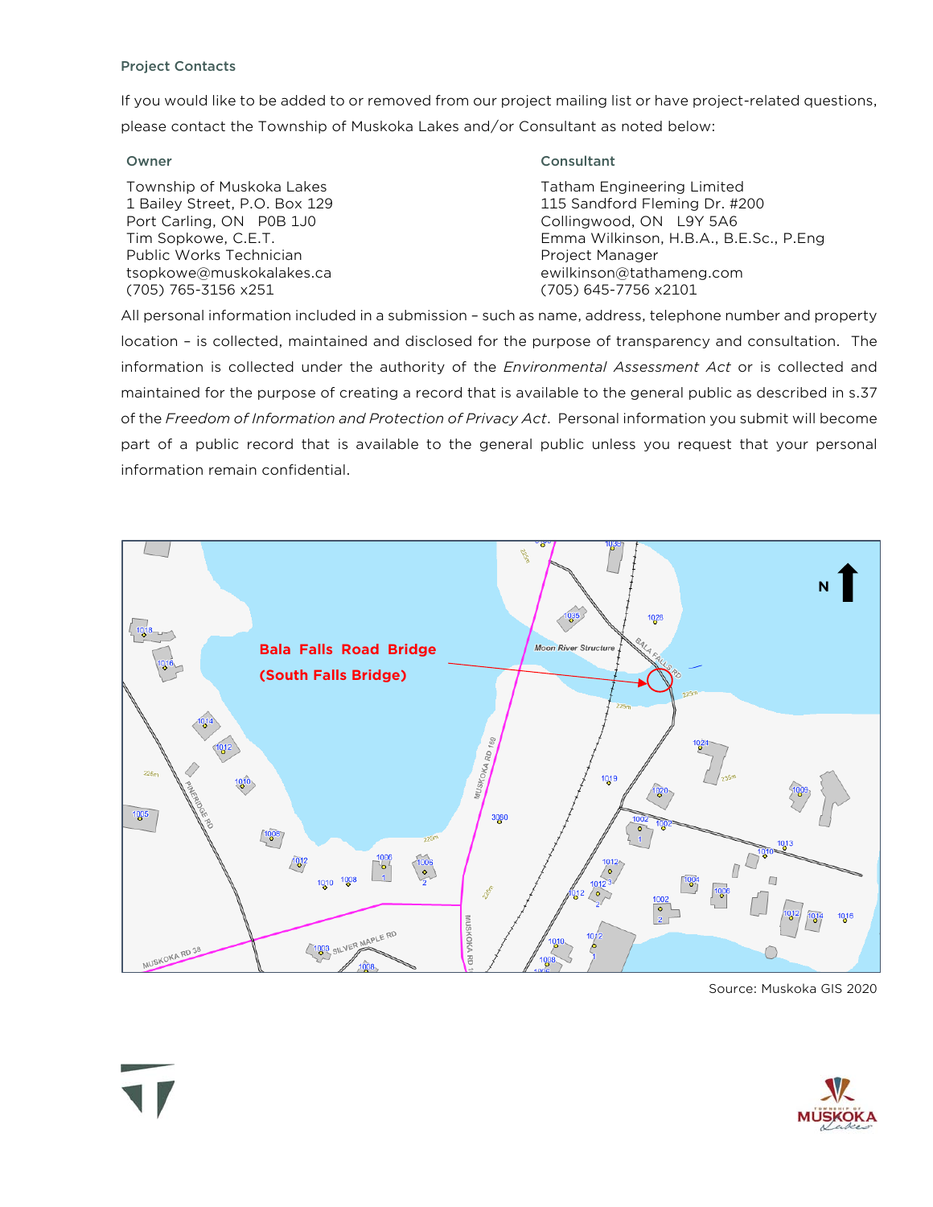### Project Contacts

If you would like to be added to or removed from our project mailing list or have project-related questions, please contact the Township of Muskoka Lakes and/or Consultant as noted below:

**Owner**

Township of Muskoka Lakes
1 Bailey Street, P.O. Box 129
Port Carling, ON P0B 1J0
Tim Sopkowe, C.E.T.
Public Works Technician
tsopkowe@muskokalakes.ca
(705) 765-3156 x251

**Consultant**

Tatham Engineering Limited
115 Sandford Fleming Dr. #200
Collingwood, ON L9Y 5A6
Emma Wilkinson, H.B.A., B.E.Sc., P.Eng
Project Manager
ewilkinson@tathameng.com
(705) 645-7756 x2101

All personal information included in a submission – such as name, address, telephone number and property location – is collected, maintained and disclosed for the purpose of transparency and consultation. The information is collected under the authority of the *Environmental Assessment Act* or is collected and maintained for the purpose of creating a record that is available to the general public as described in s.37 of the *Freedom of Information and Protection of Privacy Act*. Personal information you submit will become part of a public record that is available to the general public unless you request that your personal information remain confidential.

Bala Falls Road Bridge
(South Falls Bridge)

Moon River Structure

BALA FALLS RD

MUSKOKA RD 169

PINERIDGE RD

MUSKOKA RD 38

SILVER MAPLE RD

N

Source: Muskoka GIS 2020